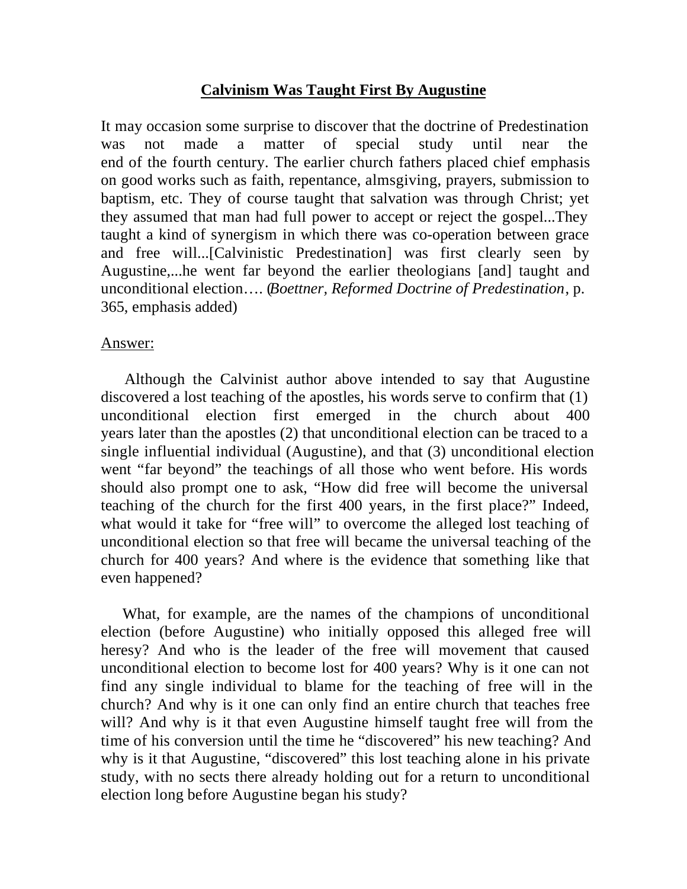# **Calvinism Was Taught First By Augustine**

It may occasion some surprise to discover that the doctrine of Predestination was not made a matter of special study until near the end of the fourth century. The earlier church fathers placed chief emphasis on good works such as faith, repentance, almsgiving, prayers, submission to baptism, etc. They of course taught that salvation was through Christ; yet they assumed that man had full power to accept or reject the gospel...They taught a kind of synergism in which there was co-operation between grace and free will...[Calvinistic Predestination] was first clearly seen by Augustine,...he went far beyond the earlier theologians [and] taught and unconditional election…. (*Boettner, Reformed Doctrine of Predestination*, p. 365, emphasis added)

Answer:

Although the Calvinist author above intended to say that Augustine discovered a lost teaching of the apostles, his words serve to confirm that (1) unconditional election first emerged in the church about 400 years later than the apostles (2) that unconditional election can be traced to a single influential individual (Augustine), and that (3) unconditional election went "far beyond" the teachings of all those who went before. His words should also prompt one to ask, "How did free will become the universal teaching of the church for the first 400 years, in the first place?" Indeed, what would it take for "free will" to overcome the alleged lost teaching of unconditional election so that free will became the universal teaching of the church for 400 years? And where is the evidence that something like that even happened?

What, for example, are the names of the champions of unconditional election (before Augustine) who initially opposed this alleged free will heresy? And who is the leader of the free will movement that caused unconditional election to become lost for 400 years? Why is it one can not find any single individual to blame for the teaching of free will in the church? And why is it one can only find an entire church that teaches free will? And why is it that even Augustine himself taught free will from the time of his conversion until the time he "discovered" his new teaching? And why is it that Augustine, "discovered" this lost teaching alone in his private study, with no sects there already holding out for a return to unconditional election long before Augustine began his study?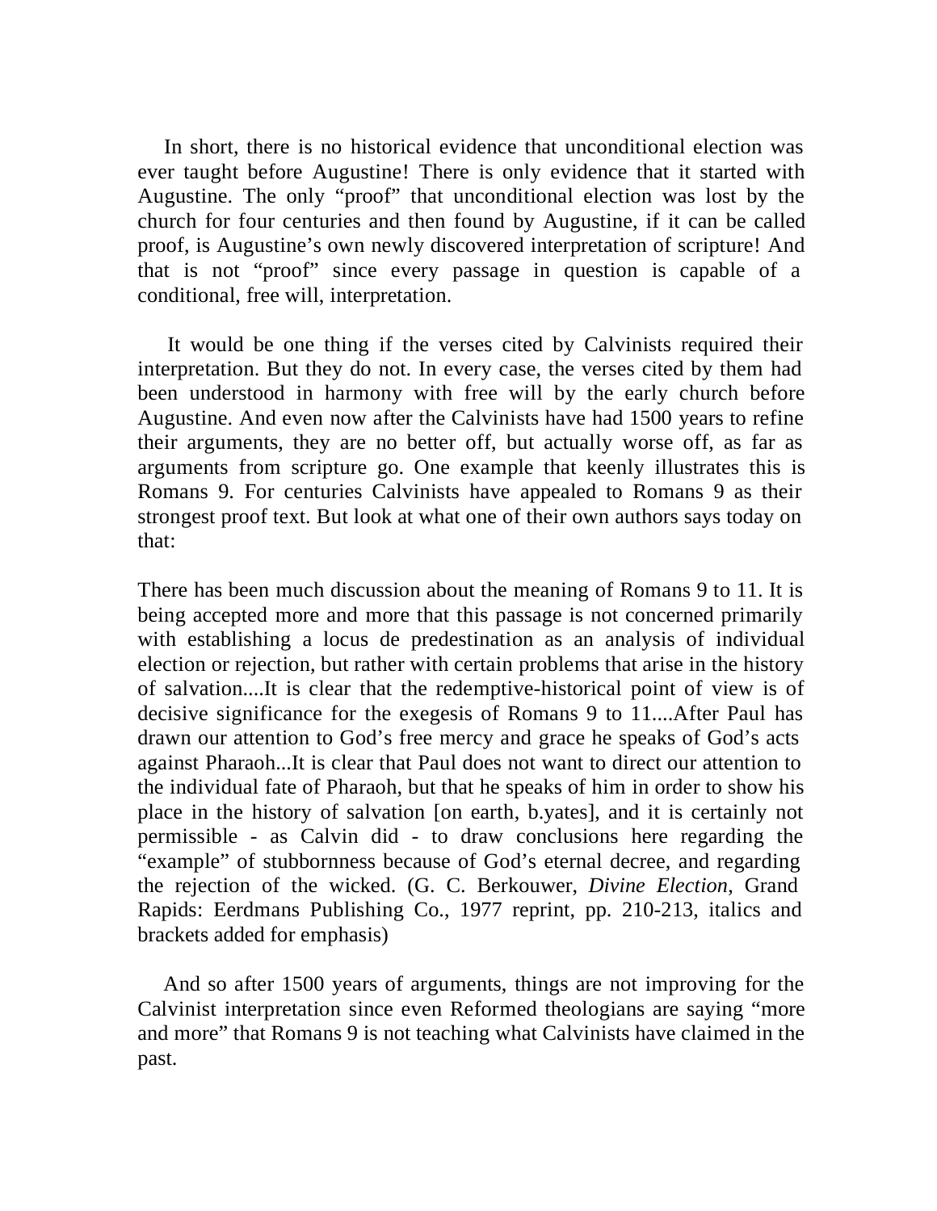In short, there is no historical evidence that unconditional election was ever taught before Augustine! There is only evidence that it started with Augustine. The only "proof" that unconditional election was lost by the church for four centuries and then found by Augustine, if it can be called proof, is Augustine's own newly discovered interpretation of scripture! And that is not "proof" since every passage in question is capable of a conditional, free will, interpretation.

It would be one thing if the verses cited by Calvinists required their interpretation. But they do not. In every case, the verses cited by them had been understood in harmony with free will by the early church before Augustine. And even now after the Calvinists have had 1500 years to refine their arguments, they are no better off, but actually worse off, as far as arguments from scripture go. One example that keenly illustrates this is Romans 9. For centuries Calvinists have appealed to Romans 9 as their strongest proof text. But look at what one of their own authors says today on that:

There has been much discussion about the meaning of Romans 9 to 11. It is being accepted more and more that this passage is not concerned primarily with establishing a locus de predestination as an analysis of individual election or rejection, but rather with certain problems that arise in the history of salvation....It is clear that the redemptive-historical point of view is of decisive significance for the exegesis of Romans 9 to 11....After Paul has drawn our attention to God's free mercy and grace he speaks of God's acts against Pharaoh...It is clear that Paul does not want to direct our attention to the individual fate of Pharaoh, but that he speaks of him in order to show his place in the history of salvation [on earth, b.yates], and it is certainly not permissible - as Calvin did - to draw conclusions here regarding the "example" of stubbornness because of God's eternal decree, and regarding the rejection of the wicked. (G. C. Berkouwer, *Divine Election*, Grand Rapids: Eerdmans Publishing Co., 1977 reprint, pp. 210-213, italics and brackets added for emphasis)

And so after 1500 years of arguments, things are not improving for the Calvinist interpretation since even Reformed theologians are saying "more and more" that Romans 9 is not teaching what Calvinists have claimed in the past.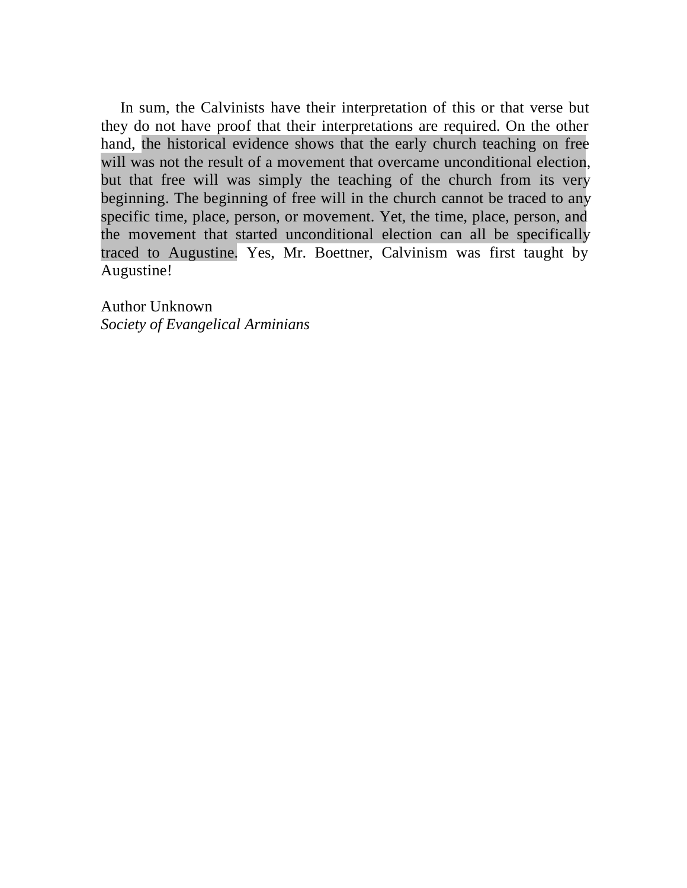In sum, the Calvinists have their interpretation of this or that verse but they do not have proof that their interpretations are required. On the other hand, the historical evidence shows that the early church teaching on free will was not the result of a movement that overcame unconditional election, but that free will was simply the teaching of the church from its very beginning. The beginning of free will in the church cannot be traced to any specific time, place, person, or movement. Yet, the time, place, person, and the movement that started unconditional election can all be specifically traced to Augustine. Yes, Mr. Boettner, Calvinism was first taught by Augustine!

Author Unknown
*Society of Evangelical Arminians*